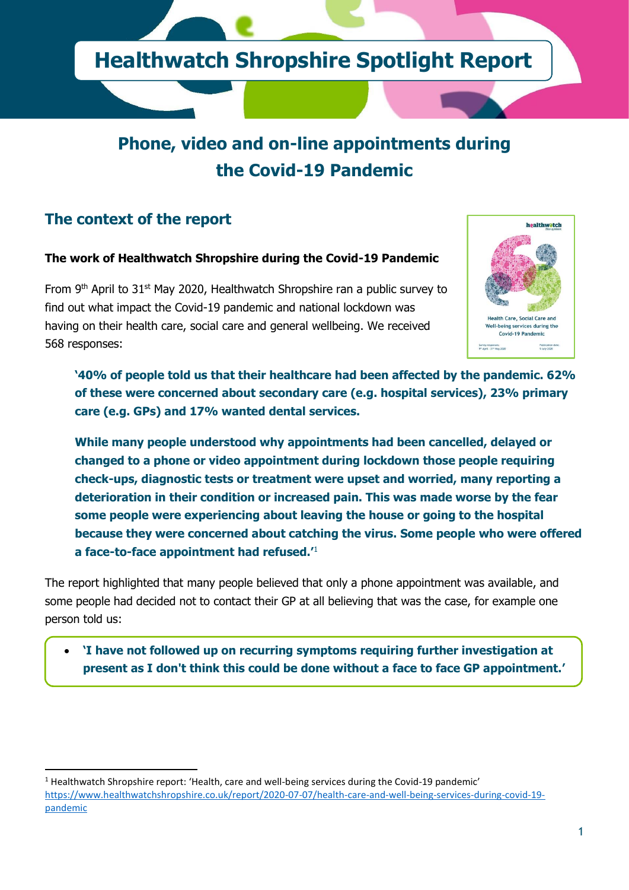# Healthwatch Shropshire Spotlight Report

## Phone, video and on-line appointments during the Covid-19 Pandemic

### The context of the report

**The work of Healthwatch Shropshire during the Covid-19 Pandemic**

From 9th April to 31st May 2020, Healthwatch Shropshire ran a public survey to find out what impact the Covid-19 pandemic and national lockdown was having on their health care, social care and general wellbeing. We received 568 responses:

> **'40% of people told us that their healthcare had been affected by the pandemic. 62% of these were concerned about secondary care (e.g. hospital services), 23% primary care (e.g. GPs) and 17% wanted dental services.**
>
> **While many people understood why appointments had been cancelled, delayed or changed to a phone or video appointment during lockdown those people requiring check-ups, diagnostic tests or treatment were upset and worried, many reporting a deterioration in their condition or increased pain. This was made worse by the fear some people were experiencing about leaving the house or going to the hospital because they were concerned about catching the virus. Some people who were offered a face-to-face appointment had refused.'**[1]

The report highlighted that many people believed that only a phone appointment was available, and some people had decided not to contact their GP at all believing that was the case, for example one person told us:

- **'I have not followed up on recurring symptoms requiring further investigation at present as I don't think this could be done without a face to face GP appointment.'**

---

[1] Healthwatch Shropshire report: 'Health, care and well-being services during the Covid-19 pandemic' https://www.healthwatchshropshire.co.uk/report/2020-07-07/health-care-and-well-being-services-during-covid-19-pandemic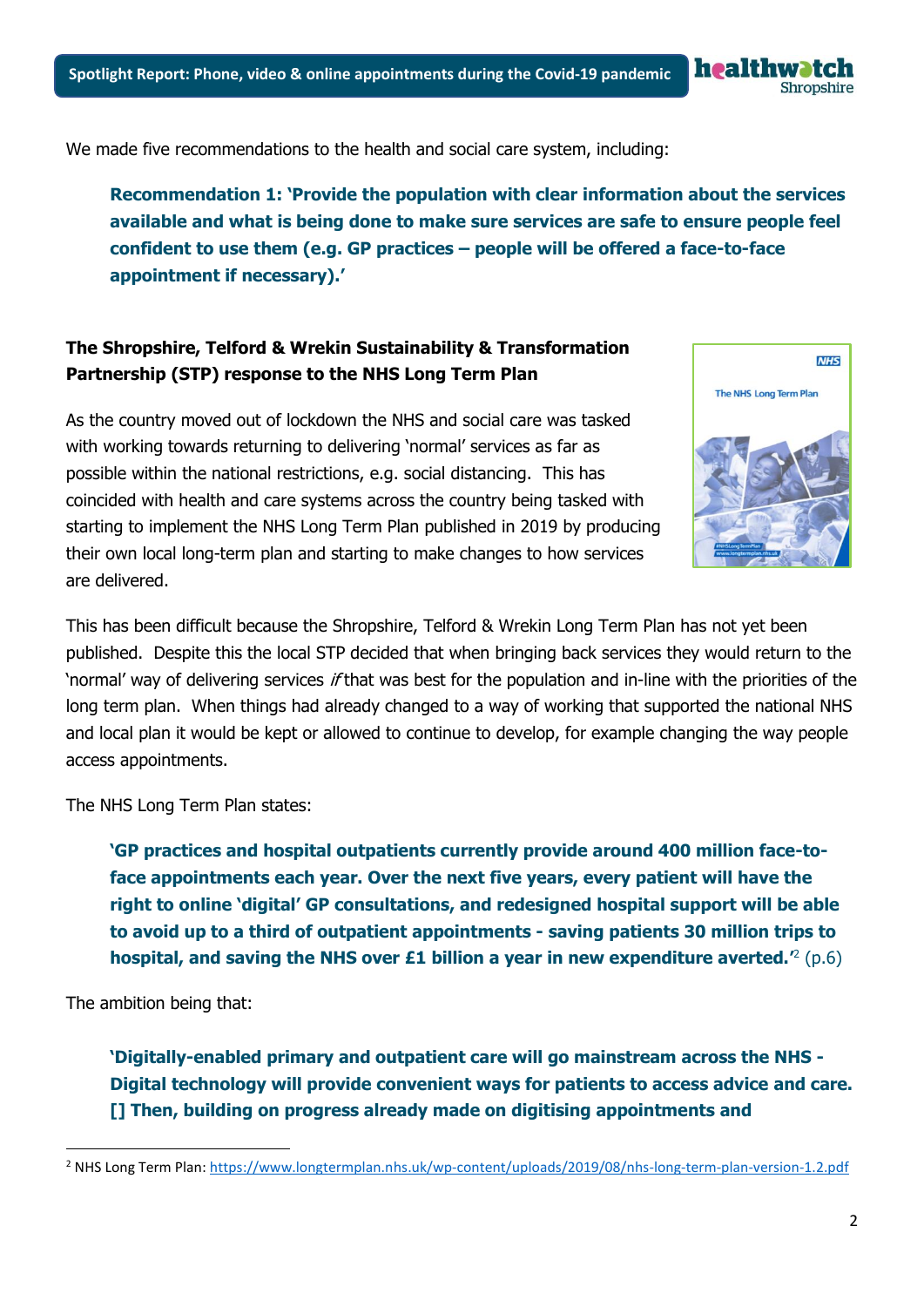We made five recommendations to the health and social care system, including:

> **Recommendation 1: 'Provide the population with clear information about the services available and what is being done to make sure services are safe to ensure people feel confident to use them (e.g. GP practices – people will be offered a face-to-face appointment if necessary).'**

**The Shropshire, Telford & Wrekin Sustainability & Transformation Partnership (STP) response to the NHS Long Term Plan**

As the country moved out of lockdown the NHS and social care was tasked with working towards returning to delivering 'normal' services as far as possible within the national restrictions, e.g. social distancing. This has coincided with health and care systems across the country being tasked with starting to implement the NHS Long Term Plan published in 2019 by producing their own local long-term plan and starting to make changes to how services are delivered.

This has been difficult because the Shropshire, Telford & Wrekin Long Term Plan has not yet been published. Despite this the local STP decided that when bringing back services they would return to the 'normal' way of delivering services *if* that was best for the population and in-line with the priorities of the long term plan. When things had already changed to a way of working that supported the national NHS and local plan it would be kept or allowed to continue to develop, for example changing the way people access appointments.

The NHS Long Term Plan states:

> **'GP practices and hospital outpatients currently provide around 400 million face-to-face appointments each year. Over the next five years, every patient will have the right to online 'digital' GP consultations, and redesigned hospital support will be able to avoid up to a third of outpatient appointments - saving patients 30 million trips to hospital, and saving the NHS over £1 billion a year in new expenditure averted.'**[2] (p.6)

The ambition being that:

> **'Digitally-enabled primary and outpatient care will go mainstream across the NHS - Digital technology will provide convenient ways for patients to access advice and care. [] Then, building on progress already made on digitising appointments and**

[2] NHS Long Term Plan: https://www.longtermplan.nhs.uk/wp-content/uploads/2019/08/nhs-long-term-plan-version-1.2.pdf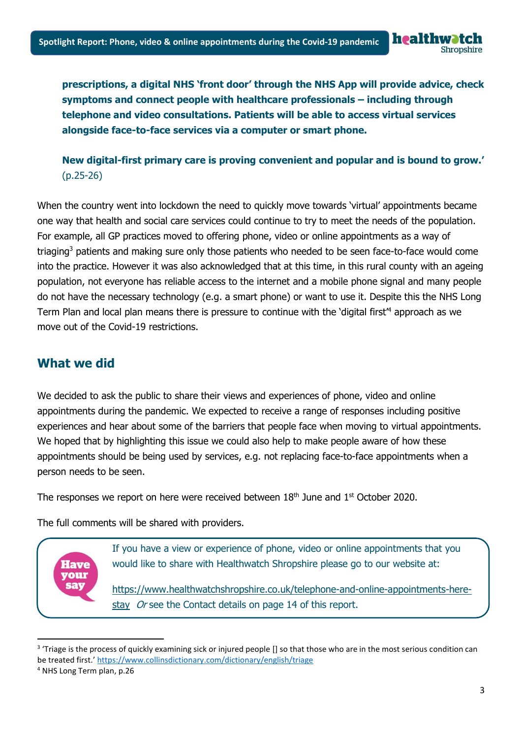**prescriptions, a digital NHS 'front door' through the NHS App will provide advice, check symptoms and connect people with healthcare professionals – including through telephone and video consultations. Patients will be able to access virtual services alongside face-to-face services via a computer or smart phone.**

**New digital-first primary care is proving convenient and popular and is bound to grow.'** (p.25-26)

When the country went into lockdown the need to quickly move towards 'virtual' appointments became one way that health and social care services could continue to try to meet the needs of the population. For example, all GP practices moved to offering phone, video or online appointments as a way of triaging[3] patients and making sure only those patients who needed to be seen face-to-face would come into the practice. However it was also acknowledged that at this time, in this rural county with an ageing population, not everyone has reliable access to the internet and a mobile phone signal and many people do not have the necessary technology (e.g. a smart phone) or want to use it. Despite this the NHS Long Term Plan and local plan means there is pressure to continue with the 'digital first'[4] approach as we move out of the Covid-19 restrictions.

## What we did

We decided to ask the public to share their views and experiences of phone, video and online appointments during the pandemic. We expected to receive a range of responses including positive experiences and hear about some of the barriers that people face when moving to virtual appointments. We hoped that by highlighting this issue we could also help to make people aware of how these appointments should be being used by services, e.g. not replacing face-to-face appointments when a person needs to be seen.

The responses we report on here were received between 18th June and 1st October 2020.

The full comments will be shared with providers.

> **Have your say**
>
> If you have a view or experience of phone, video or online appointments that you would like to share with Healthwatch Shropshire please go to our website at:
>
> https://www.healthwatchshropshire.co.uk/telephone-and-online-appointments-here-stay *Or* see the Contact details on page 14 of this report.

---

[3] 'Triage is the process of quickly examining sick or injured people [] so that those who are in the most serious condition can be treated first.' https://www.collinsdictionary.com/dictionary/english/triage

[4] NHS Long Term plan, p.26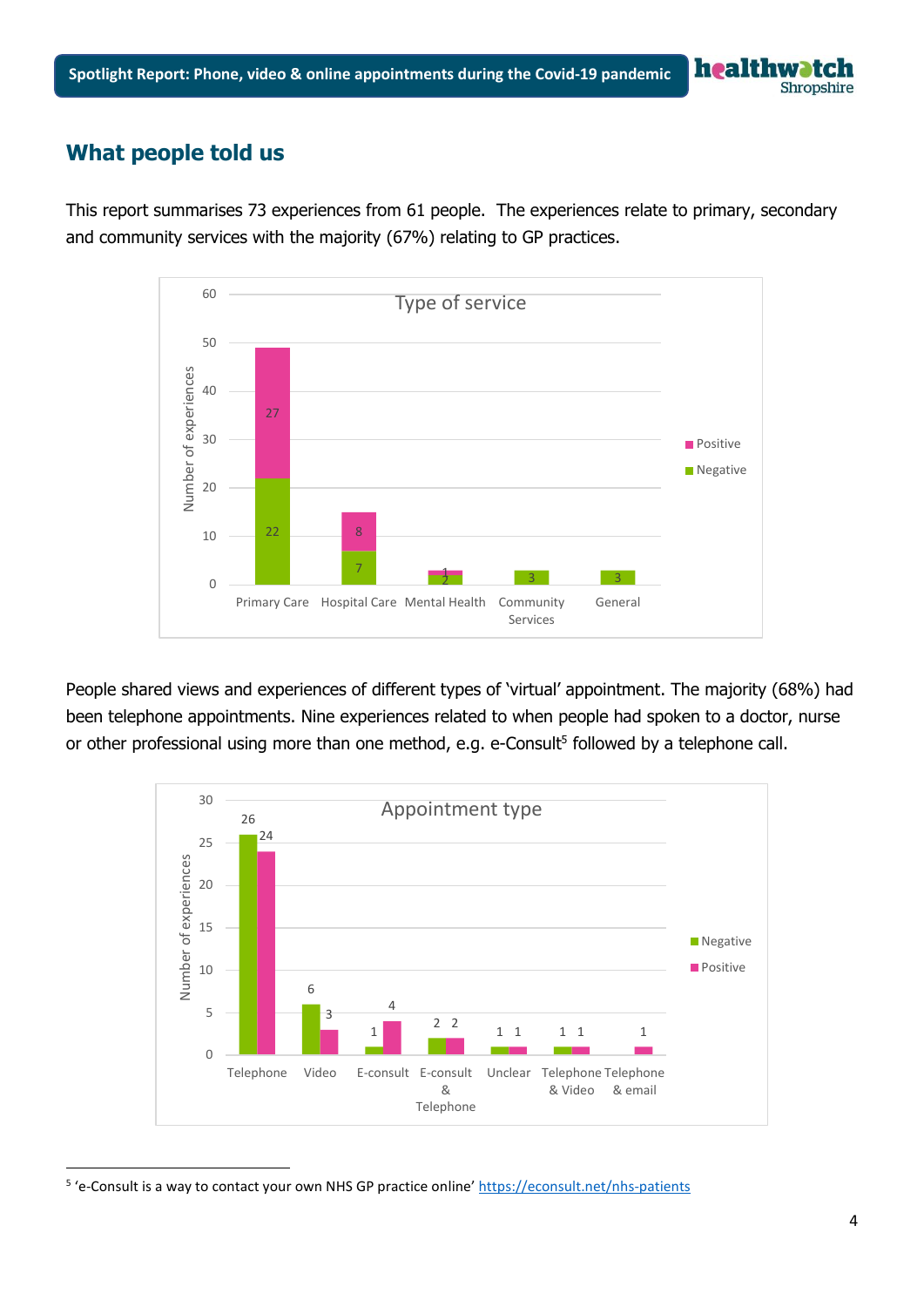## What people told us

This report summarises 73 experiences from 61 people. The experiences relate to primary, secondary and community services with the majority (67%) relating to GP practices.

**Type of service**

| Type of service | Negative | Positive |
|---|---|---|
| Primary Care | 22 | 27 |
| Hospital Care | 7 | 8 |
| Mental Health | 2 | 1 |
| Community Services | 3 | |
| General | 3 | |

People shared views and experiences of different types of 'virtual' appointment. The majority (68%) had been telephone appointments. Nine experiences related to when people had spoken to a doctor, nurse or other professional using more than one method, e.g. e-Consult[5] followed by a telephone call.

**Appointment type**

| Appointment type | Negative | Positive |
|---|---|---|
| Telephone | 26 | 24 |
| Video | 6 | 3 |
| E-consult | 1 | 4 |
| E-consult & Telephone | 2 | 2 |
| Unclear | 1 | 1 |
| Telephone & Video | 1 | 1 |
| Telephone & email | | 1 |

[5] 'e-Consult is a way to contact your own NHS GP practice online' https://econsult.net/nhs-patients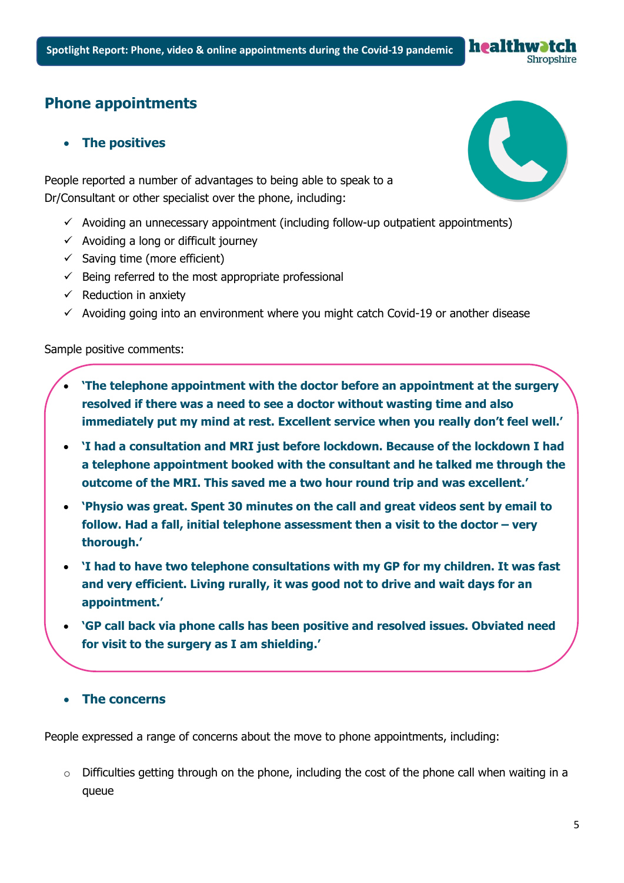## Phone appointments

- **The positives**

People reported a number of advantages to being able to speak to a Dr/Consultant or other specialist over the phone, including:

- ✓ Avoiding an unnecessary appointment (including follow-up outpatient appointments)
- ✓ Avoiding a long or difficult journey
- ✓ Saving time (more efficient)
- ✓ Being referred to the most appropriate professional
- ✓ Reduction in anxiety
- ✓ Avoiding going into an environment where you might catch Covid-19 or another disease

Sample positive comments:

- **'The telephone appointment with the doctor before an appointment at the surgery resolved if there was a need to see a doctor without wasting time and also immediately put my mind at rest. Excellent service when you really don't feel well.'**
- **'I had a consultation and MRI just before lockdown. Because of the lockdown I had a telephone appointment booked with the consultant and he talked me through the outcome of the MRI. This saved me a two hour round trip and was excellent.'**
- **'Physio was great. Spent 30 minutes on the call and great videos sent by email to follow. Had a fall, initial telephone assessment then a visit to the doctor – very thorough.'**
- **'I had to have two telephone consultations with my GP for my children. It was fast and very efficient. Living rurally, it was good not to drive and wait days for an appointment.'**
- **'GP call back via phone calls has been positive and resolved issues. Obviated need for visit to the surgery as I am shielding.'**

- **The concerns**

People expressed a range of concerns about the move to phone appointments, including:

- Difficulties getting through on the phone, including the cost of the phone call when waiting in a queue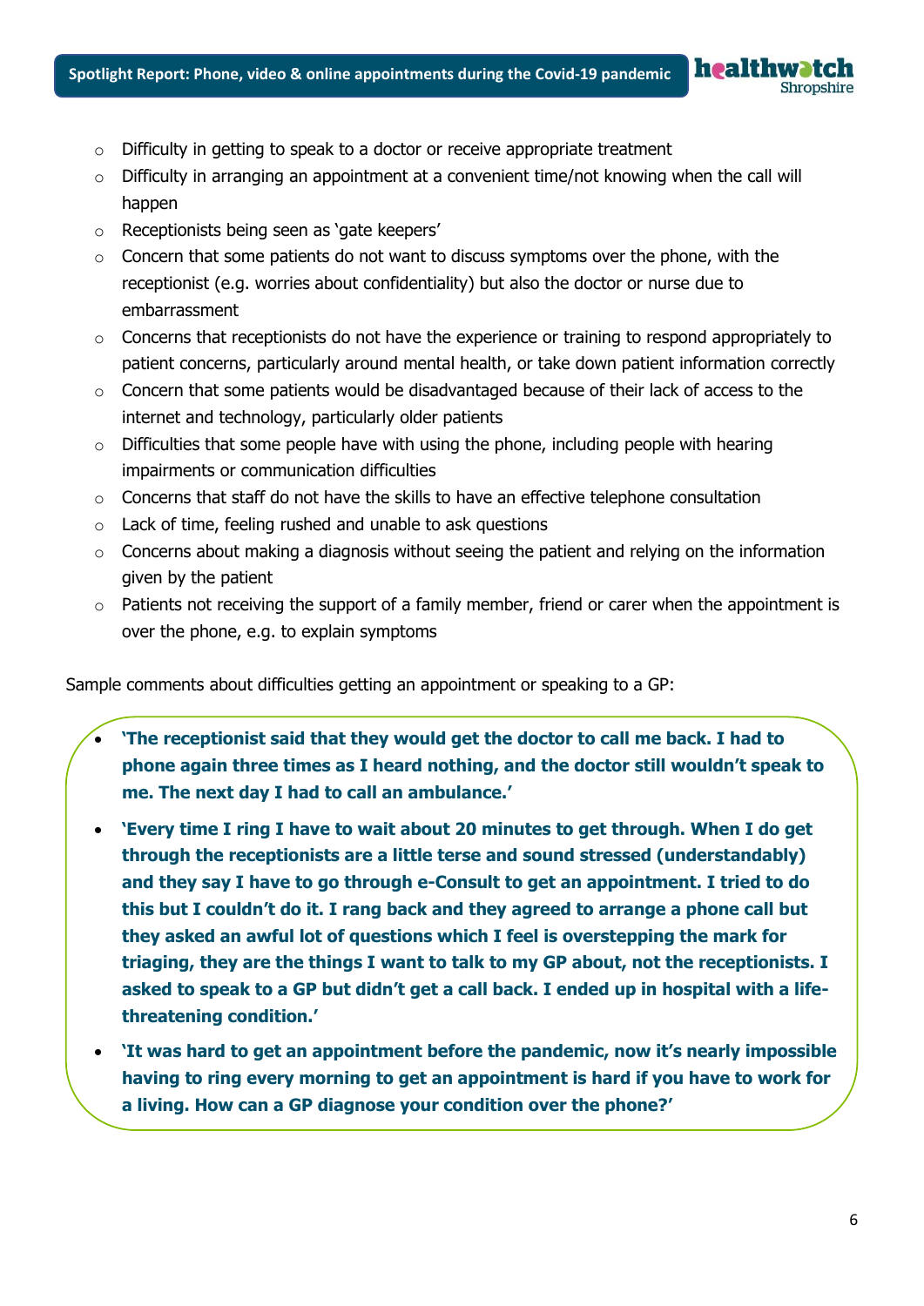- Difficulty in getting to speak to a doctor or receive appropriate treatment
- Difficulty in arranging an appointment at a convenient time/not knowing when the call will happen
- Receptionists being seen as 'gate keepers'
- Concern that some patients do not want to discuss symptoms over the phone, with the receptionist (e.g. worries about confidentiality) but also the doctor or nurse due to embarrassment
- Concerns that receptionists do not have the experience or training to respond appropriately to patient concerns, particularly around mental health, or take down patient information correctly
- Concern that some patients would be disadvantaged because of their lack of access to the internet and technology, particularly older patients
- Difficulties that some people have with using the phone, including people with hearing impairments or communication difficulties
- Concerns that staff do not have the skills to have an effective telephone consultation
- Lack of time, feeling rushed and unable to ask questions
- Concerns about making a diagnosis without seeing the patient and relying on the information given by the patient
- Patients not receiving the support of a family member, friend or carer when the appointment is over the phone, e.g. to explain symptoms

Sample comments about difficulties getting an appointment or speaking to a GP:

- **'The receptionist said that they would get the doctor to call me back. I had to phone again three times as I heard nothing, and the doctor still wouldn't speak to me. The next day I had to call an ambulance.'**
- **'Every time I ring I have to wait about 20 minutes to get through. When I do get through the receptionists are a little terse and sound stressed (understandably) and they say I have to go through e-Consult to get an appointment. I tried to do this but I couldn't do it. I rang back and they agreed to arrange a phone call but they asked an awful lot of questions which I feel is overstepping the mark for triaging, they are the things I want to talk to my GP about, not the receptionists. I asked to speak to a GP but didn't get a call back. I ended up in hospital with a life-threatening condition.'**
- **'It was hard to get an appointment before the pandemic, now it's nearly impossible having to ring every morning to get an appointment is hard if you have to work for a living. How can a GP diagnose your condition over the phone?'**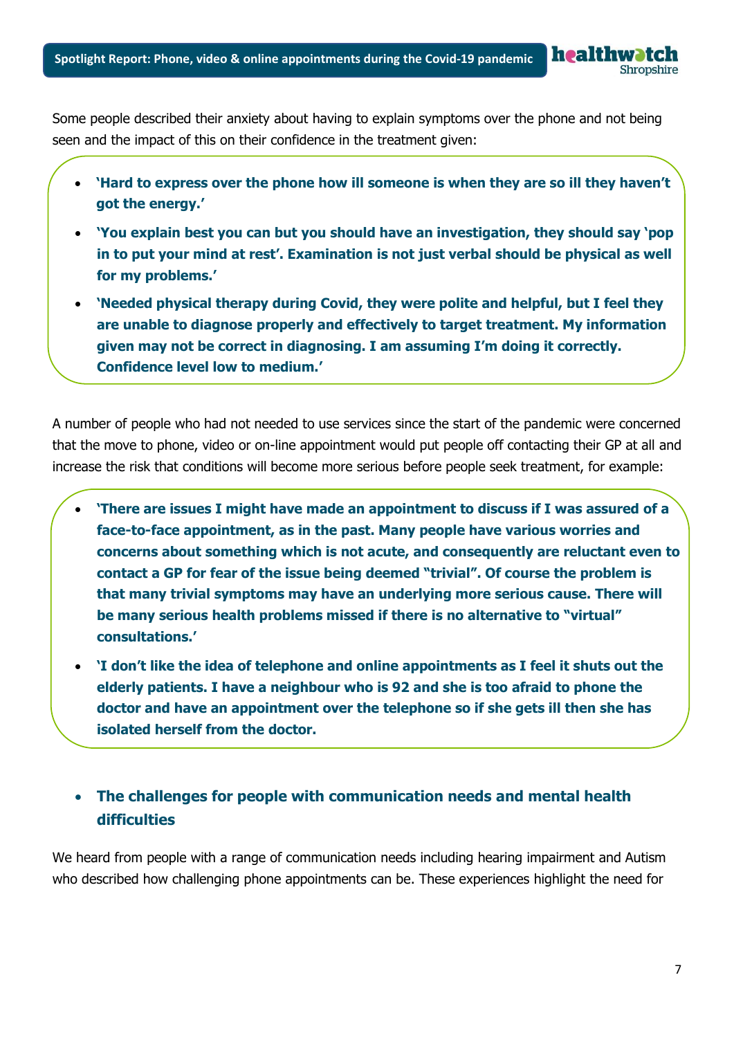Some people described their anxiety about having to explain symptoms over the phone and not being seen and the impact of this on their confidence in the treatment given:

- **'Hard to express over the phone how ill someone is when they are so ill they haven't got the energy.'**
- **'You explain best you can but you should have an investigation, they should say 'pop in to put your mind at rest'. Examination is not just verbal should be physical as well for my problems.'**
- **'Needed physical therapy during Covid, they were polite and helpful, but I feel they are unable to diagnose properly and effectively to target treatment. My information given may not be correct in diagnosing. I am assuming I'm doing it correctly. Confidence level low to medium.'**

A number of people who had not needed to use services since the start of the pandemic were concerned that the move to phone, video or on-line appointment would put people off contacting their GP at all and increase the risk that conditions will become more serious before people seek treatment, for example:

- **'There are issues I might have made an appointment to discuss if I was assured of a face-to-face appointment, as in the past. Many people have various worries and concerns about something which is not acute, and consequently are reluctant even to contact a GP for fear of the issue being deemed "trivial". Of course the problem is that many trivial symptoms may have an underlying more serious cause. There will be many serious health problems missed if there is no alternative to "virtual" consultations.'**
- **'I don't like the idea of telephone and online appointments as I feel it shuts out the elderly patients. I have a neighbour who is 92 and she is too afraid to phone the doctor and have an appointment over the telephone so if she gets ill then she has isolated herself from the doctor.**

- **The challenges for people with communication needs and mental health difficulties**

We heard from people with a range of communication needs including hearing impairment and Autism who described how challenging phone appointments can be. These experiences highlight the need for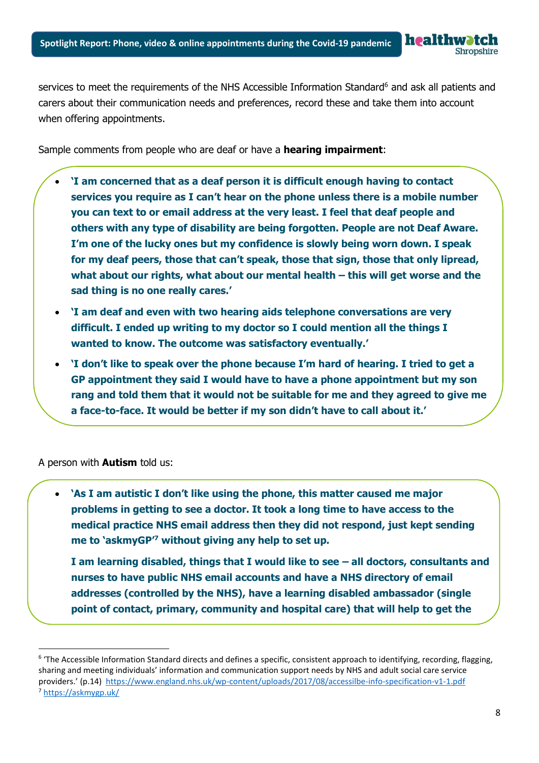services to meet the requirements of the NHS Accessible Information Standard[6] and ask all patients and carers about their communication needs and preferences, record these and take them into account when offering appointments.

Sample comments from people who are deaf or have a **hearing impairment**:

- **'I am concerned that as a deaf person it is difficult enough having to contact services you require as I can't hear on the phone unless there is a mobile number you can text to or email address at the very least. I feel that deaf people and others with any type of disability are being forgotten. People are not Deaf Aware. I'm one of the lucky ones but my confidence is slowly being worn down. I speak for my deaf peers, those that can't speak, those that sign, those that only lipread, what about our rights, what about our mental health – this will get worse and the sad thing is no one really cares.'**
- **'I am deaf and even with two hearing aids telephone conversations are very difficult. I ended up writing to my doctor so I could mention all the things I wanted to know. The outcome was satisfactory eventually.'**
- **'I don't like to speak over the phone because I'm hard of hearing. I tried to get a GP appointment they said I would have to have a phone appointment but my son rang and told them that it would not be suitable for me and they agreed to give me a face-to-face. It would be better if my son didn't have to call about it.'**

A person with **Autism** told us:

- **'As I am autistic I don't like using the phone, this matter caused me major problems in getting to see a doctor. It took a long time to have access to the medical practice NHS email address then they did not respond, just kept sending me to 'askmyGP'[7] without giving any help to set up.**

  **I am learning disabled, things that I would like to see – all doctors, consultants and nurses to have public NHS email accounts and have a NHS directory of email addresses (controlled by the NHS), have a learning disabled ambassador (single point of contact, primary, community and hospital care) that will help to get the**

---

[6] 'The Accessible Information Standard directs and defines a specific, consistent approach to identifying, recording, flagging, sharing and meeting individuals' information and communication support needs by NHS and adult social care service providers.' (p.14) https://www.england.nhs.uk/wp-content/uploads/2017/08/accessilbe-info-specification-v1-1.pdf

[7] https://askmygp.uk/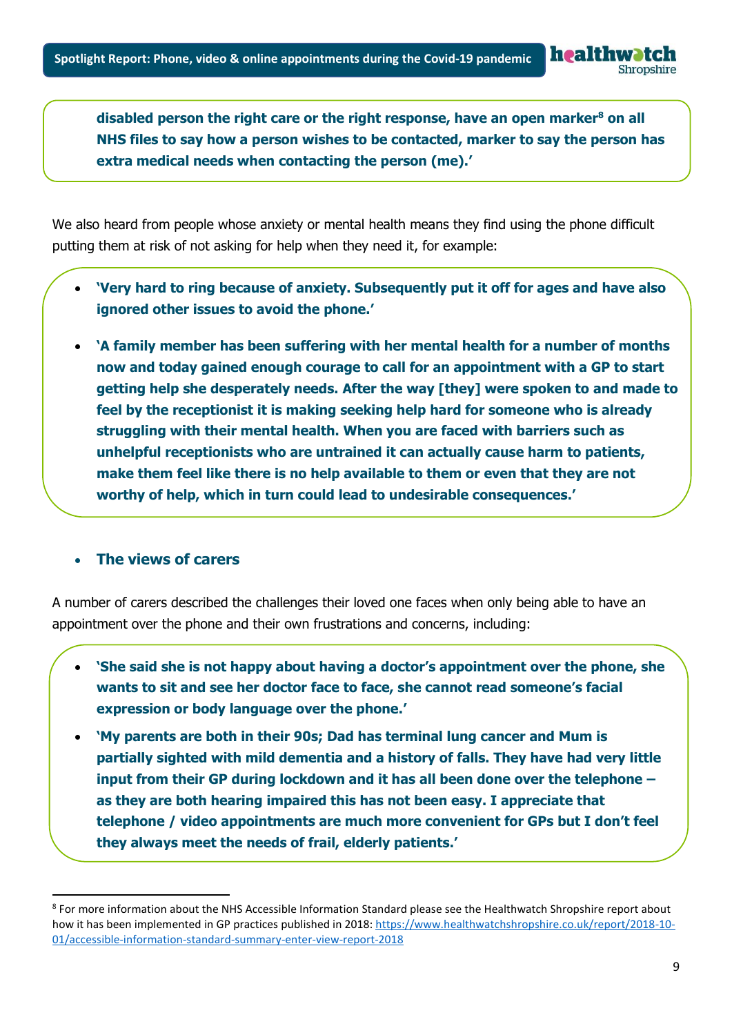**disabled person the right care or the right response, have an open marker[8] on all NHS files to say how a person wishes to be contacted, marker to say the person has extra medical needs when contacting the person (me).'**

We also heard from people whose anxiety or mental health means they find using the phone difficult putting them at risk of not asking for help when they need it, for example:

- **'Very hard to ring because of anxiety. Subsequently put it off for ages and have also ignored other issues to avoid the phone.'**
- **'A family member has been suffering with her mental health for a number of months now and today gained enough courage to call for an appointment with a GP to start getting help she desperately needs. After the way [they] were spoken to and made to feel by the receptionist it is making seeking help hard for someone who is already struggling with their mental health. When you are faced with barriers such as unhelpful receptionists who are untrained it can actually cause harm to patients, make them feel like there is no help available to them or even that they are not worthy of help, which in turn could lead to undesirable consequences.'**

- **The views of carers**

A number of carers described the challenges their loved one faces when only being able to have an appointment over the phone and their own frustrations and concerns, including:

- **'She said she is not happy about having a doctor's appointment over the phone, she wants to sit and see her doctor face to face, she cannot read someone's facial expression or body language over the phone.'**
- **'My parents are both in their 90s; Dad has terminal lung cancer and Mum is partially sighted with mild dementia and a history of falls. They have had very little input from their GP during lockdown and it has all been done over the telephone – as they are both hearing impaired this has not been easy. I appreciate that telephone / video appointments are much more convenient for GPs but I don't feel they always meet the needs of frail, elderly patients.'**

---

[8] For more information about the NHS Accessible Information Standard please see the Healthwatch Shropshire report about how it has been implemented in GP practices published in 2018: https://www.healthwatchshropshire.co.uk/report/2018-10-01/accessible-information-standard-summary-enter-view-report-2018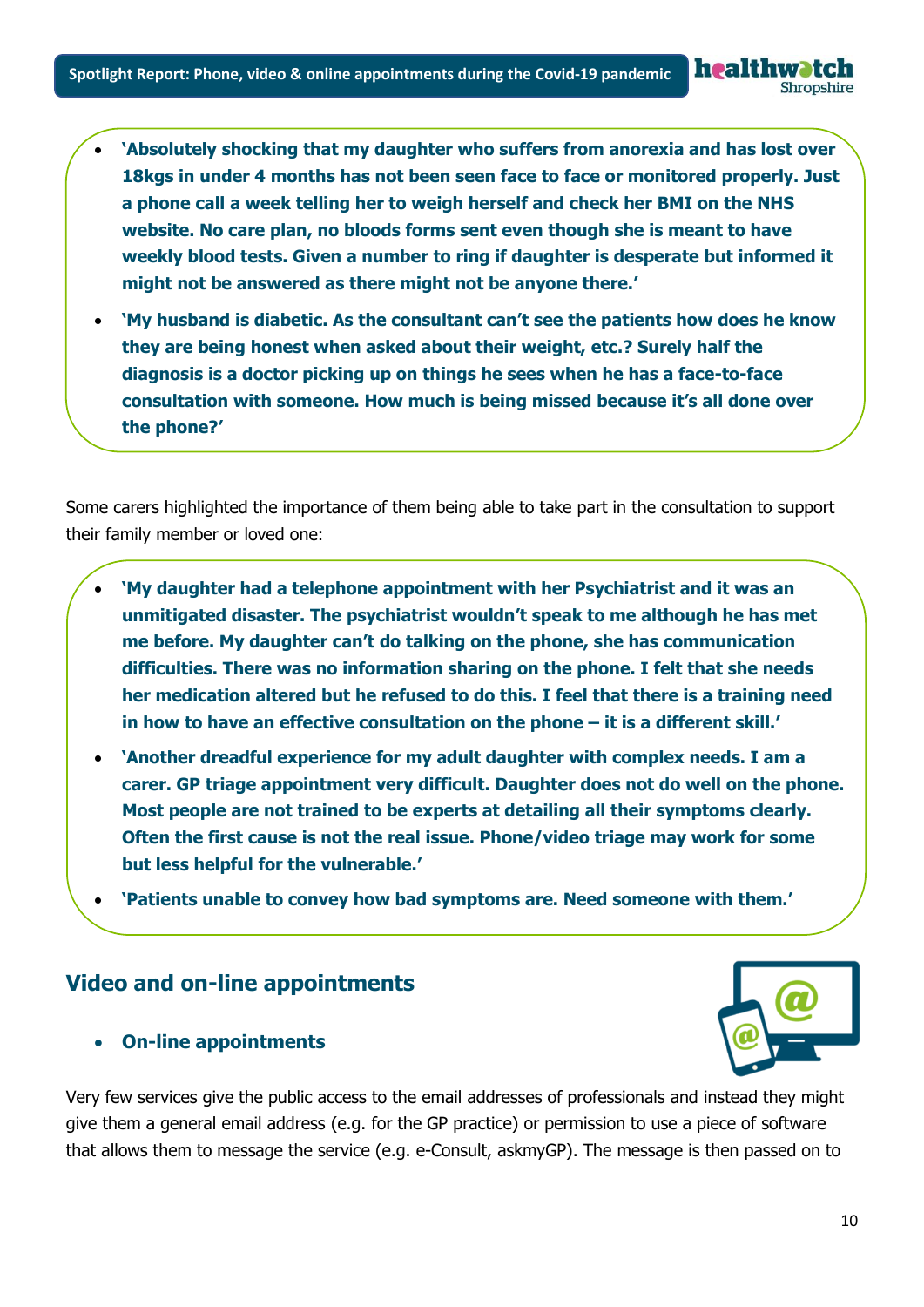- **'Absolutely shocking that my daughter who suffers from anorexia and has lost over 18kgs in under 4 months has not been seen face to face or monitored properly. Just a phone call a week telling her to weigh herself and check her BMI on the NHS website. No care plan, no bloods forms sent even though she is meant to have weekly blood tests. Given a number to ring if daughter is desperate but informed it might not be answered as there might not be anyone there.'**
- **'My husband is diabetic. As the consultant can't see the patients how does he know they are being honest when asked about their weight, etc.? Surely half the diagnosis is a doctor picking up on things he sees when he has a face-to-face consultation with someone. How much is being missed because it's all done over the phone?'**

Some carers highlighted the importance of them being able to take part in the consultation to support their family member or loved one:

- **'My daughter had a telephone appointment with her Psychiatrist and it was an unmitigated disaster. The psychiatrist wouldn't speak to me although he has met me before. My daughter can't do talking on the phone, she has communication difficulties. There was no information sharing on the phone. I felt that she needs her medication altered but he refused to do this. I feel that there is a training need in how to have an effective consultation on the phone – it is a different skill.'**
- **'Another dreadful experience for my adult daughter with complex needs. I am a carer. GP triage appointment very difficult. Daughter does not do well on the phone. Most people are not trained to be experts at detailing all their symptoms clearly. Often the first cause is not the real issue. Phone/video triage may work for some but less helpful for the vulnerable.'**
- **'Patients unable to convey how bad symptoms are. Need someone with them.'**

## Video and on-line appointments

- **On-line appointments**

Very few services give the public access to the email addresses of professionals and instead they might give them a general email address (e.g. for the GP practice) or permission to use a piece of software that allows them to message the service (e.g. e-Consult, askmyGP). The message is then passed on to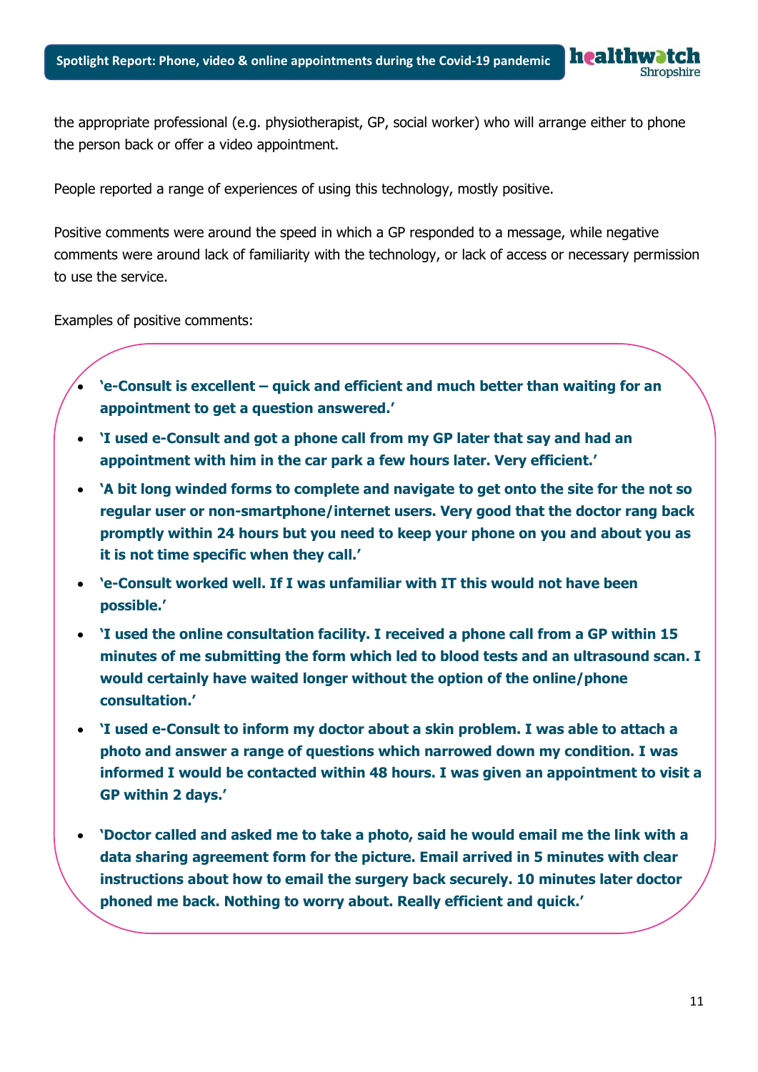the appropriate professional (e.g. physiotherapist, GP, social worker) who will arrange either to phone the person back or offer a video appointment.

People reported a range of experiences of using this technology, mostly positive.

Positive comments were around the speed in which a GP responded to a message, while negative comments were around lack of familiarity with the technology, or lack of access or necessary permission to use the service.

Examples of positive comments:

- **'e-Consult is excellent – quick and efficient and much better than waiting for an appointment to get a question answered.'**
- **'I used e-Consult and got a phone call from my GP later that say and had an appointment with him in the car park a few hours later. Very efficient.'**
- **'A bit long winded forms to complete and navigate to get onto the site for the not so regular user or non-smartphone/internet users. Very good that the doctor rang back promptly within 24 hours but you need to keep your phone on you and about you as it is not time specific when they call.'**
- **'e-Consult worked well. If I was unfamiliar with IT this would not have been possible.'**
- **'I used the online consultation facility. I received a phone call from a GP within 15 minutes of me submitting the form which led to blood tests and an ultrasound scan. I would certainly have waited longer without the option of the online/phone consultation.'**
- **'I used e-Consult to inform my doctor about a skin problem. I was able to attach a photo and answer a range of questions which narrowed down my condition. I was informed I would be contacted within 48 hours. I was given an appointment to visit a GP within 2 days.'**
- **'Doctor called and asked me to take a photo, said he would email me the link with a data sharing agreement form for the picture. Email arrived in 5 minutes with clear instructions about how to email the surgery back securely. 10 minutes later doctor phoned me back. Nothing to worry about. Really efficient and quick.'**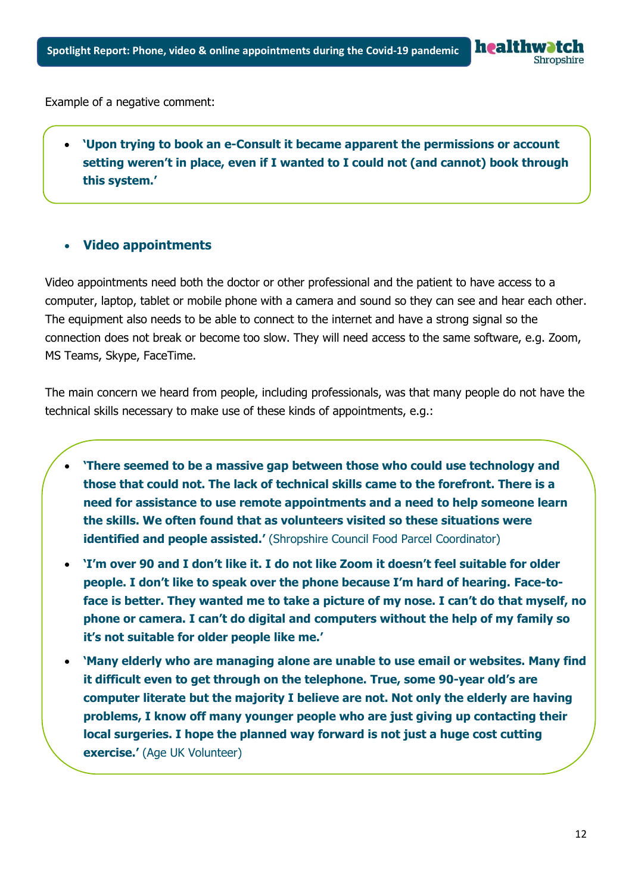Example of a negative comment:

- **'Upon trying to book an e-Consult it became apparent the permissions or account setting weren't in place, even if I wanted to I could not (and cannot) book through this system.'**

- **Video appointments**

Video appointments need both the doctor or other professional and the patient to have access to a computer, laptop, tablet or mobile phone with a camera and sound so they can see and hear each other. The equipment also needs to be able to connect to the internet and have a strong signal so the connection does not break or become too slow. They will need access to the same software, e.g. Zoom, MS Teams, Skype, FaceTime.

The main concern we heard from people, including professionals, was that many people do not have the technical skills necessary to make use of these kinds of appointments, e.g.:

- **'There seemed to be a massive gap between those who could use technology and those that could not. The lack of technical skills came to the forefront. There is a need for assistance to use remote appointments and a need to help someone learn the skills. We often found that as volunteers visited so these situations were identified and people assisted.'** (Shropshire Council Food Parcel Coordinator)
- **'I'm over 90 and I don't like it. I do not like Zoom it doesn't feel suitable for older people. I don't like to speak over the phone because I'm hard of hearing. Face-to-face is better. They wanted me to take a picture of my nose. I can't do that myself, no phone or camera. I can't do digital and computers without the help of my family so it's not suitable for older people like me.'**
- **'Many elderly who are managing alone are unable to use email or websites. Many find it difficult even to get through on the telephone. True, some 90-year old's are computer literate but the majority I believe are not. Not only the elderly are having problems, I know off many younger people who are just giving up contacting their local surgeries. I hope the planned way forward is not just a huge cost cutting exercise.'** (Age UK Volunteer)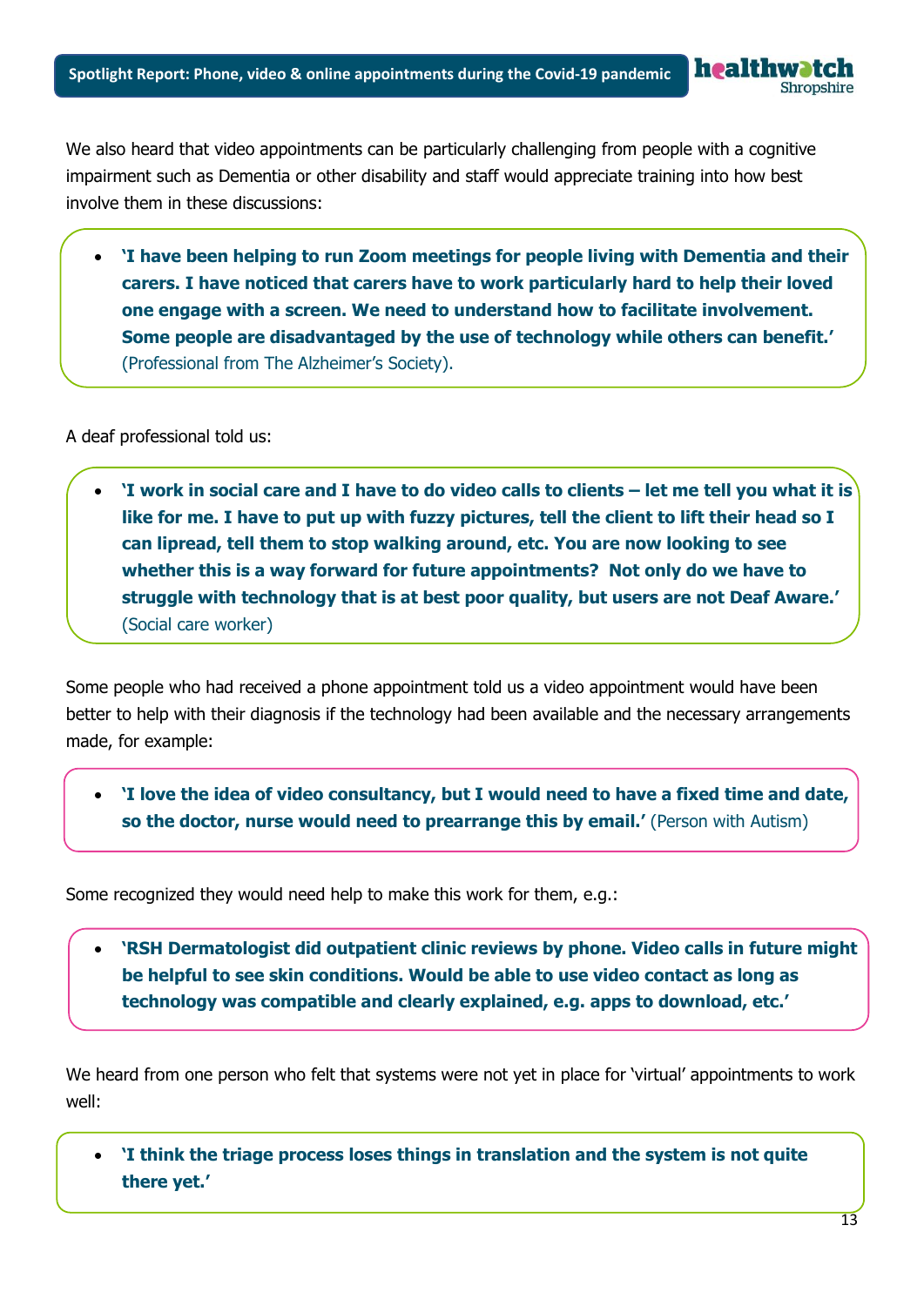We also heard that video appointments can be particularly challenging from people with a cognitive impairment such as Dementia or other disability and staff would appreciate training into how best involve them in these discussions:

- **'I have been helping to run Zoom meetings for people living with Dementia and their carers. I have noticed that carers have to work particularly hard to help their loved one engage with a screen. We need to understand how to facilitate involvement. Some people are disadvantaged by the use of technology while others can benefit.'** (Professional from The Alzheimer's Society).

A deaf professional told us:

- **'I work in social care and I have to do video calls to clients – let me tell you what it is like for me. I have to put up with fuzzy pictures, tell the client to lift their head so I can lipread, tell them to stop walking around, etc. You are now looking to see whether this is a way forward for future appointments? Not only do we have to struggle with technology that is at best poor quality, but users are not Deaf Aware.'** (Social care worker)

Some people who had received a phone appointment told us a video appointment would have been better to help with their diagnosis if the technology had been available and the necessary arrangements made, for example:

- **'I love the idea of video consultancy, but I would need to have a fixed time and date, so the doctor, nurse would need to prearrange this by email.'** (Person with Autism)

Some recognized they would need help to make this work for them, e.g.:

- **'RSH Dermatologist did outpatient clinic reviews by phone. Video calls in future might be helpful to see skin conditions. Would be able to use video contact as long as technology was compatible and clearly explained, e.g. apps to download, etc.'**

We heard from one person who felt that systems were not yet in place for 'virtual' appointments to work well:

- **'I think the triage process loses things in translation and the system is not quite there yet.'**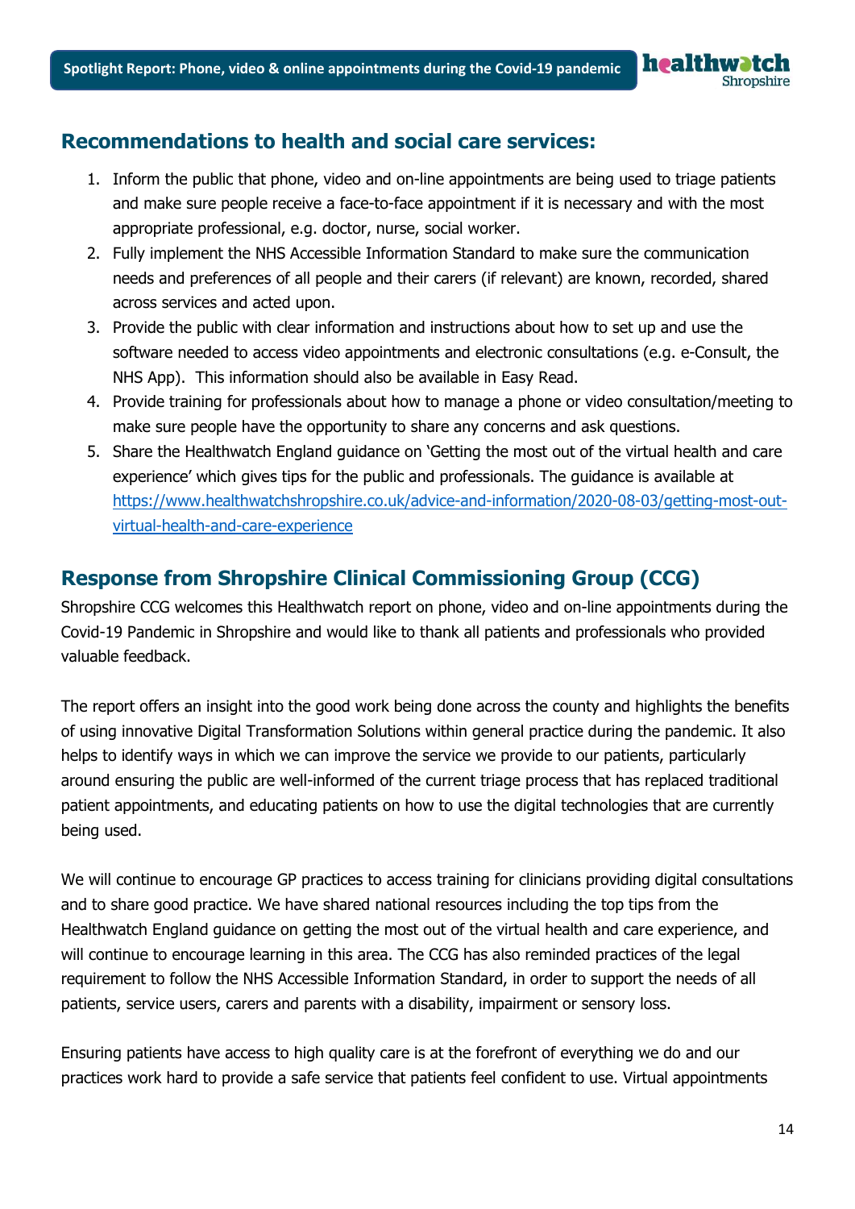## Recommendations to health and social care services:

1. Inform the public that phone, video and on-line appointments are being used to triage patients and make sure people receive a face-to-face appointment if it is necessary and with the most appropriate professional, e.g. doctor, nurse, social worker.
2. Fully implement the NHS Accessible Information Standard to make sure the communication needs and preferences of all people and their carers (if relevant) are known, recorded, shared across services and acted upon.
3. Provide the public with clear information and instructions about how to set up and use the software needed to access video appointments and electronic consultations (e.g. e-Consult, the NHS App). This information should also be available in Easy Read.
4. Provide training for professionals about how to manage a phone or video consultation/meeting to make sure people have the opportunity to share any concerns and ask questions.
5. Share the Healthwatch England guidance on 'Getting the most out of the virtual health and care experience' which gives tips for the public and professionals. The guidance is available at https://www.healthwatchshropshire.co.uk/advice-and-information/2020-08-03/getting-most-out-virtual-health-and-care-experience

## Response from Shropshire Clinical Commissioning Group (CCG)

Shropshire CCG welcomes this Healthwatch report on phone, video and on-line appointments during the Covid-19 Pandemic in Shropshire and would like to thank all patients and professionals who provided valuable feedback.

The report offers an insight into the good work being done across the county and highlights the benefits of using innovative Digital Transformation Solutions within general practice during the pandemic. It also helps to identify ways in which we can improve the service we provide to our patients, particularly around ensuring the public are well-informed of the current triage process that has replaced traditional patient appointments, and educating patients on how to use the digital technologies that are currently being used.

We will continue to encourage GP practices to access training for clinicians providing digital consultations and to share good practice. We have shared national resources including the top tips from the Healthwatch England guidance on getting the most out of the virtual health and care experience, and will continue to encourage learning in this area. The CCG has also reminded practices of the legal requirement to follow the NHS Accessible Information Standard, in order to support the needs of all patients, service users, carers and parents with a disability, impairment or sensory loss.

Ensuring patients have access to high quality care is at the forefront of everything we do and our practices work hard to provide a safe service that patients feel confident to use. Virtual appointments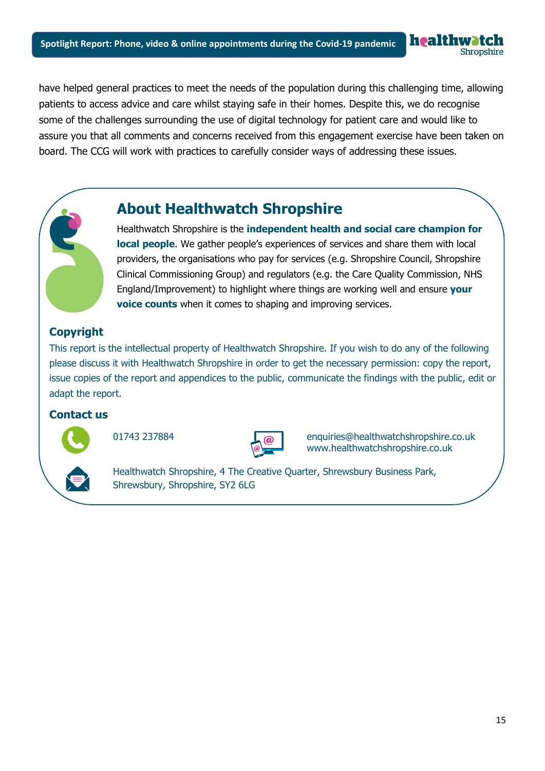have helped general practices to meet the needs of the population during this challenging time, allowing patients to access advice and care whilst staying safe in their homes. Despite this, we do recognise some of the challenges surrounding the use of digital technology for patient care and would like to assure you that all comments and concerns received from this engagement exercise have been taken on board. The CCG will work with practices to carefully consider ways of addressing these issues.

## About Healthwatch Shropshire

Healthwatch Shropshire is the **independent health and social care champion for local people**. We gather people's experiences of services and share them with local providers, the organisations who pay for services (e.g. Shropshire Council, Shropshire Clinical Commissioning Group) and regulators (e.g. the Care Quality Commission, NHS England/Improvement) to highlight where things are working well and ensure **your voice counts** when it comes to shaping and improving services.

### Copyright

This report is the intellectual property of Healthwatch Shropshire. If you wish to do any of the following please discuss it with Healthwatch Shropshire in order to get the necessary permission: copy the report, issue copies of the report and appendices to the public, communicate the findings with the public, edit or adapt the report.

### Contact us

01743 237884

enquiries@healthwatchshropshire.co.uk
www.healthwatchshropshire.co.uk

Healthwatch Shropshire, 4 The Creative Quarter, Shrewsbury Business Park, Shrewsbury, Shropshire, SY2 6LG